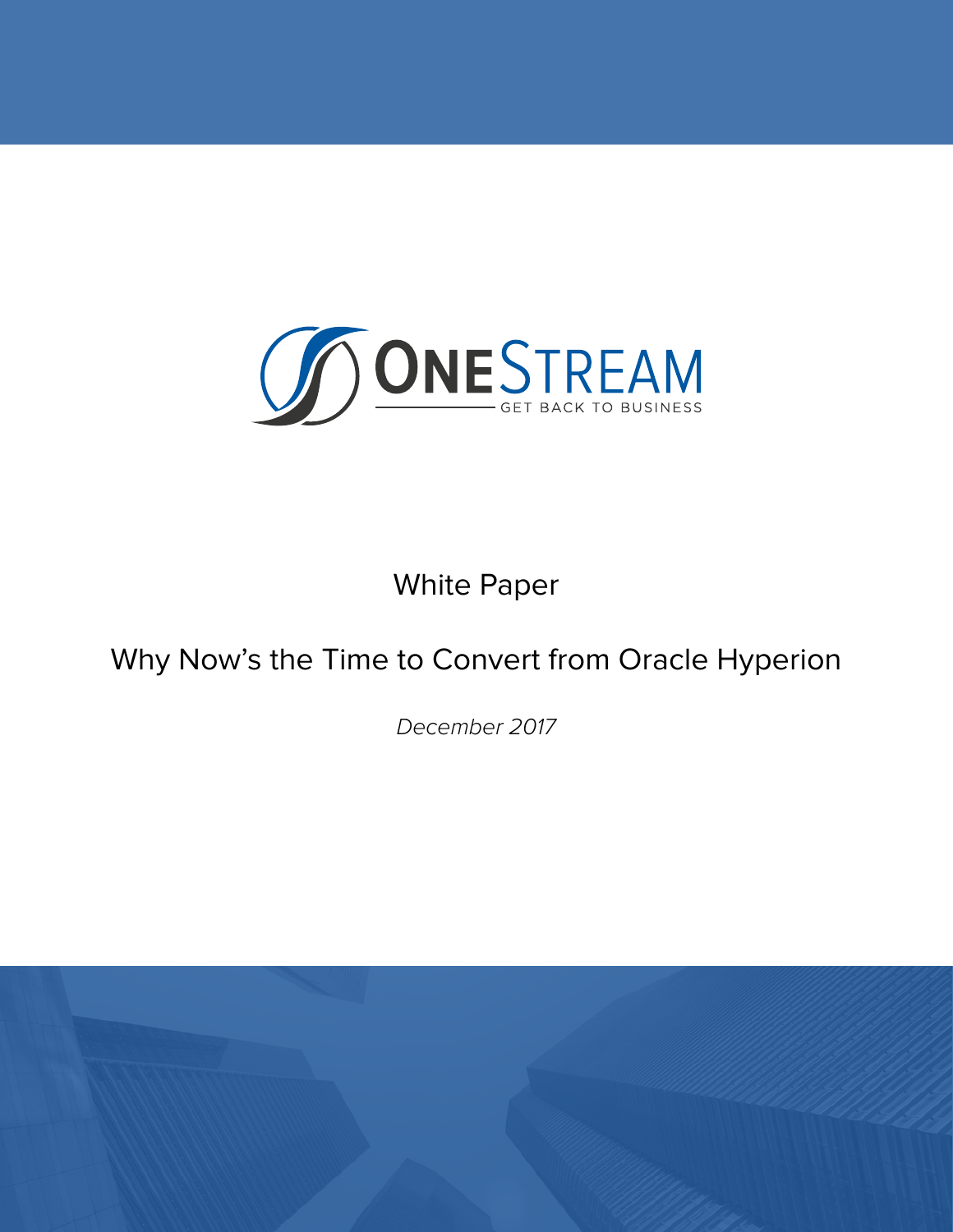ONESTREAM

GET BACK TO BUSINESS

White Paper

# Why Now's the Time to Convert from Oracle Hyperion

*December 2017*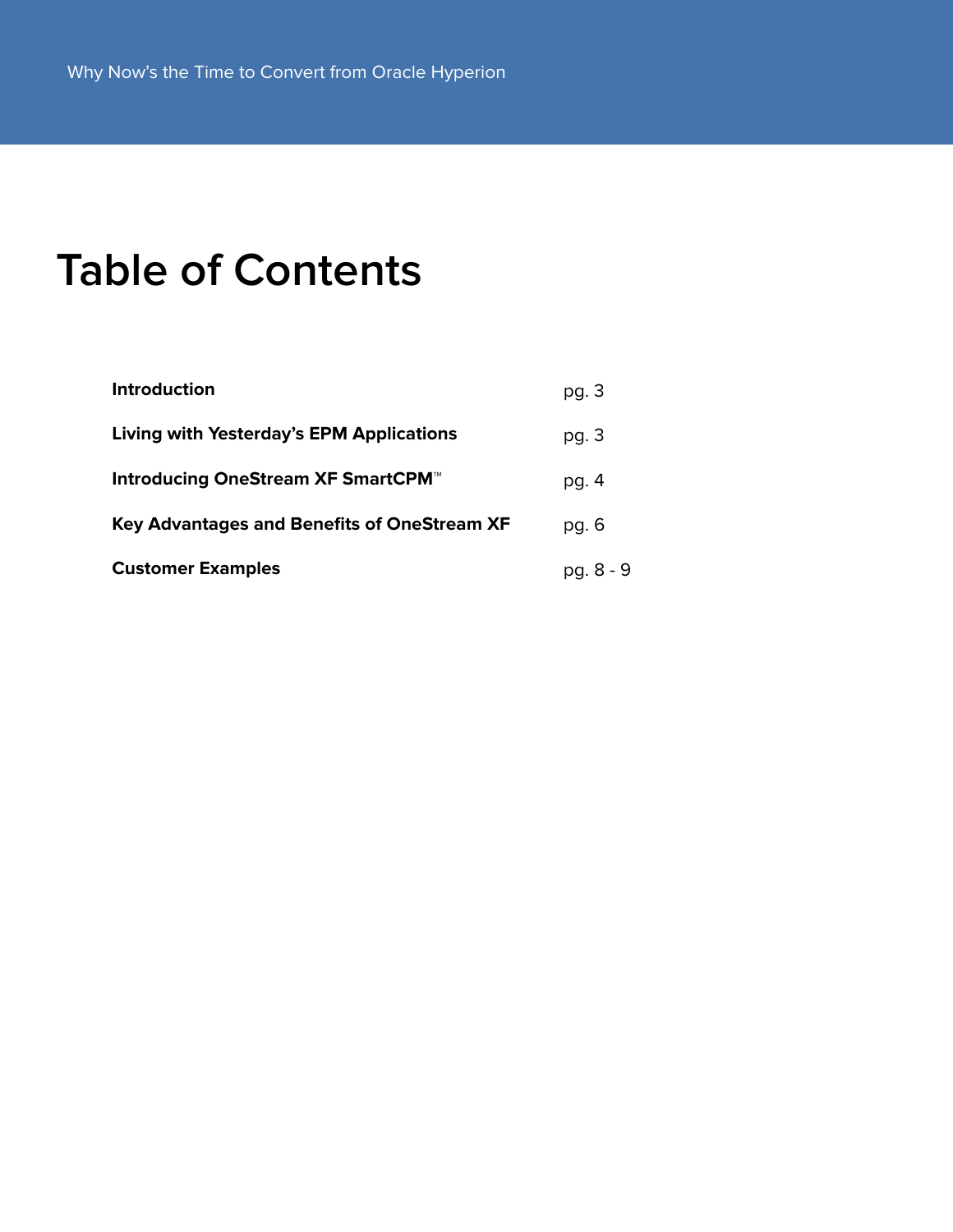# Table of Contents

| | |
|---|---|
| **Introduction** | pg. 3 |
| **Living with Yesterday's EPM Applications** | pg. 3 |
| **Introducing OneStream XF SmartCPM™** | pg. 4 |
| **Key Advantages and Benefits of OneStream XF** | pg. 6 |
| **Customer Examples** | pg. 8 - 9 |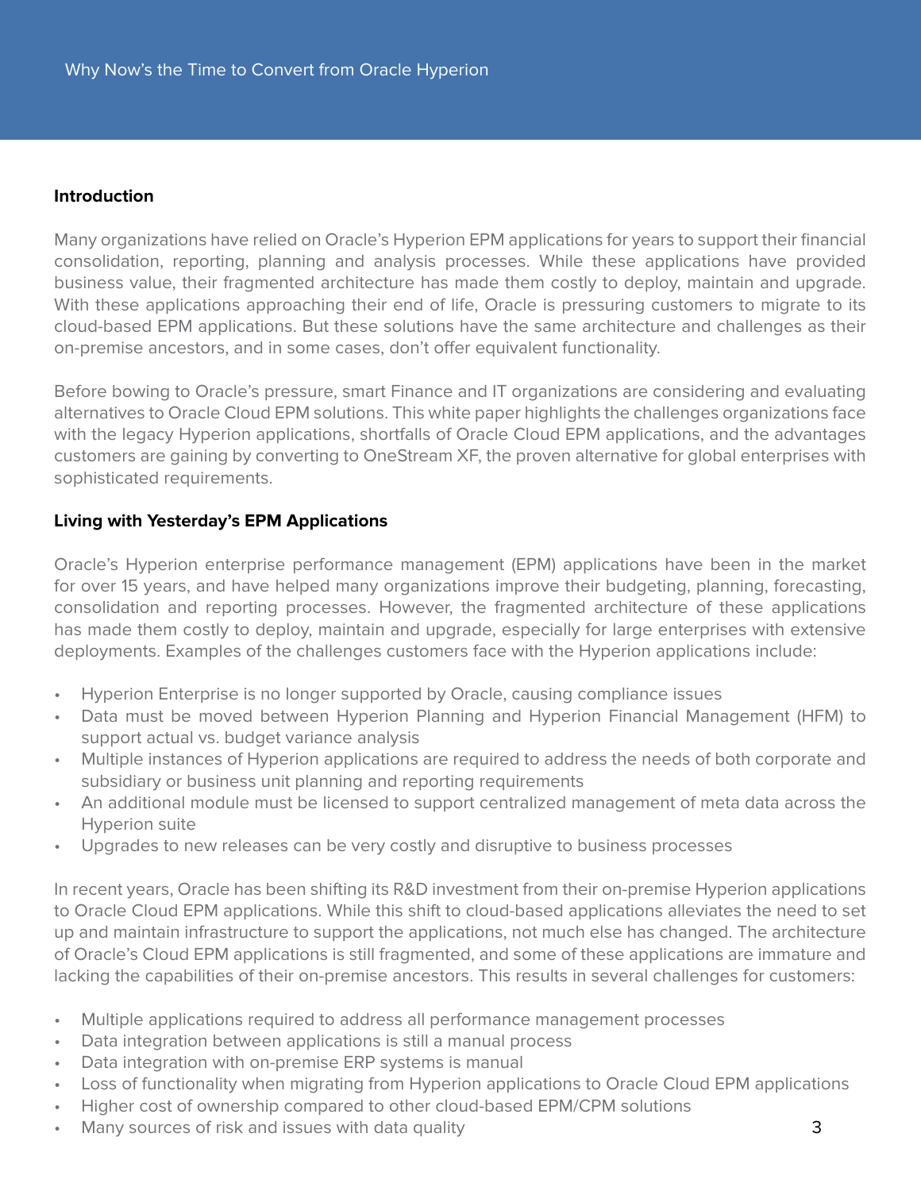## Introduction

Many organizations have relied on Oracle's Hyperion EPM applications for years to support their financial consolidation, reporting, planning and analysis processes. While these applications have provided business value, their fragmented architecture has made them costly to deploy, maintain and upgrade. With these applications approaching their end of life, Oracle is pressuring customers to migrate to its cloud-based EPM applications. But these solutions have the same architecture and challenges as their on-premise ancestors, and in some cases, don't offer equivalent functionality.

Before bowing to Oracle's pressure, smart Finance and IT organizations are considering and evaluating alternatives to Oracle Cloud EPM solutions. This white paper highlights the challenges organizations face with the legacy Hyperion applications, shortfalls of Oracle Cloud EPM applications, and the advantages customers are gaining by converting to OneStream XF, the proven alternative for global enterprises with sophisticated requirements.

## Living with Yesterday's EPM Applications

Oracle's Hyperion enterprise performance management (EPM) applications have been in the market for over 15 years, and have helped many organizations improve their budgeting, planning, forecasting, consolidation and reporting processes. However, the fragmented architecture of these applications has made them costly to deploy, maintain and upgrade, especially for large enterprises with extensive deployments. Examples of the challenges customers face with the Hyperion applications include:

- Hyperion Enterprise is no longer supported by Oracle, causing compliance issues
- Data must be moved between Hyperion Planning and Hyperion Financial Management (HFM) to support actual vs. budget variance analysis
- Multiple instances of Hyperion applications are required to address the needs of both corporate and subsidiary or business unit planning and reporting requirements
- An additional module must be licensed to support centralized management of meta data across the Hyperion suite
- Upgrades to new releases can be very costly and disruptive to business processes

In recent years, Oracle has been shifting its R&D investment from their on-premise Hyperion applications to Oracle Cloud EPM applications. While this shift to cloud-based applications alleviates the need to set up and maintain infrastructure to support the applications, not much else has changed. The architecture of Oracle's Cloud EPM applications is still fragmented, and some of these applications are immature and lacking the capabilities of their on-premise ancestors. This results in several challenges for customers:

- Multiple applications required to address all performance management processes
- Data integration between applications is still a manual process
- Data integration with on-premise ERP systems is manual
- Loss of functionality when migrating from Hyperion applications to Oracle Cloud EPM applications
- Higher cost of ownership compared to other cloud-based EPM/CPM solutions
- Many sources of risk and issues with data quality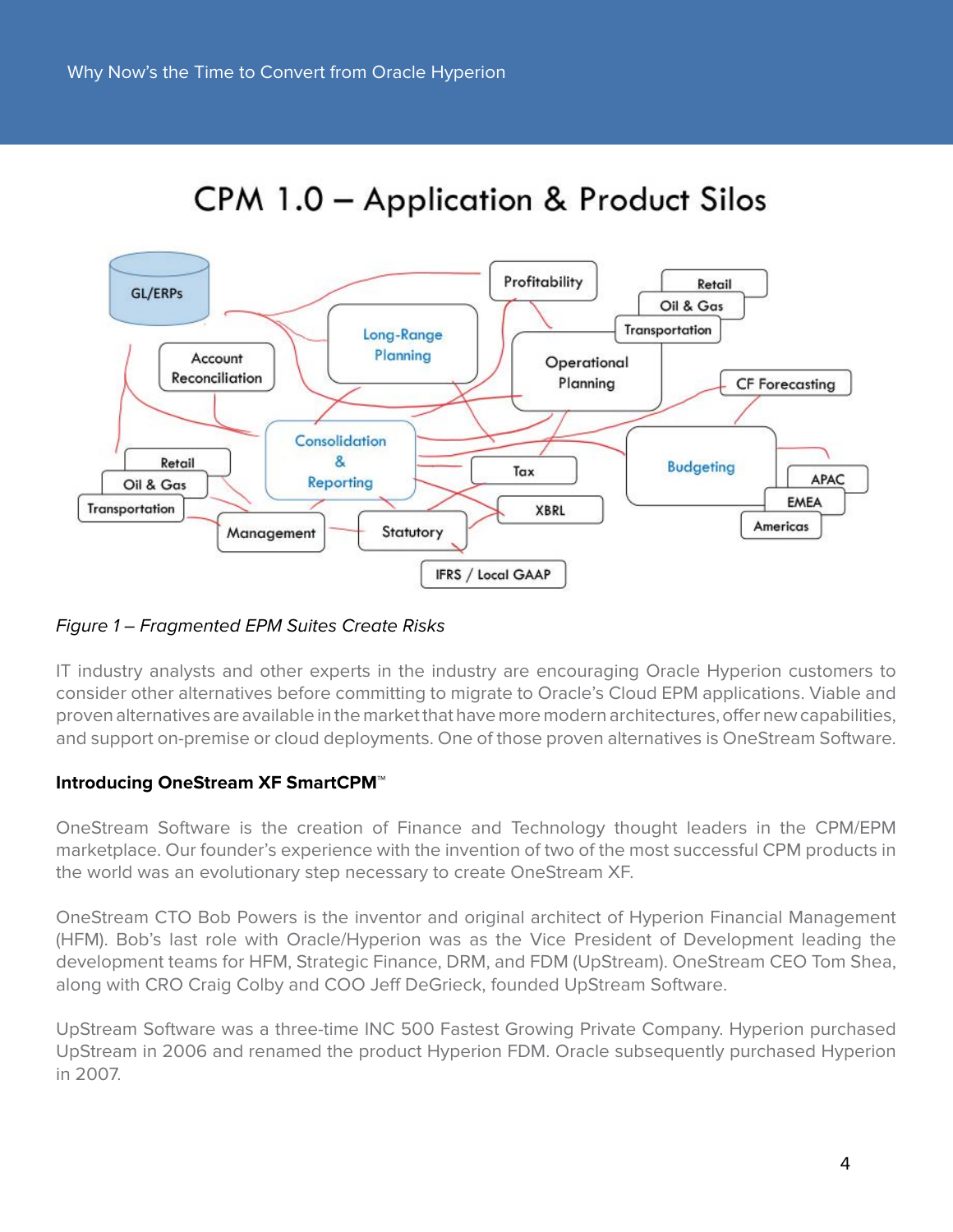## CPM 1.0 – Application & Product Silos

GL/ERPs, Account Reconciliation, Long-Range Planning, Profitability, Retail, Oil & Gas, Transportation, Operational Planning, CF Forecasting, Consolidation & Reporting, Tax, Budgeting, APAC, EMEA, Americas, XBRL, Retail, Oil & Gas, Transportation, Management, Statutory, IFRS / Local GAAP

*Figure 1 – Fragmented EPM Suites Create Risks*

IT industry analysts and other experts in the industry are encouraging Oracle Hyperion customers to consider other alternatives before committing to migrate to Oracle's Cloud EPM applications. Viable and proven alternatives are available in the market that have more modern architectures, offer new capabilities, and support on-premise or cloud deployments. One of those proven alternatives is OneStream Software.

**Introducing OneStream XF SmartCPM™**

OneStream Software is the creation of Finance and Technology thought leaders in the CPM/EPM marketplace. Our founder's experience with the invention of two of the most successful CPM products in the world was an evolutionary step necessary to create OneStream XF.

OneStream CTO Bob Powers is the inventor and original architect of Hyperion Financial Management (HFM). Bob's last role with Oracle/Hyperion was as the Vice President of Development leading the development teams for HFM, Strategic Finance, DRM, and FDM (UpStream). OneStream CEO Tom Shea, along with CRO Craig Colby and COO Jeff DeGrieck, founded UpStream Software.

UpStream Software was a three-time INC 500 Fastest Growing Private Company. Hyperion purchased UpStream in 2006 and renamed the product Hyperion FDM. Oracle subsequently purchased Hyperion in 2007.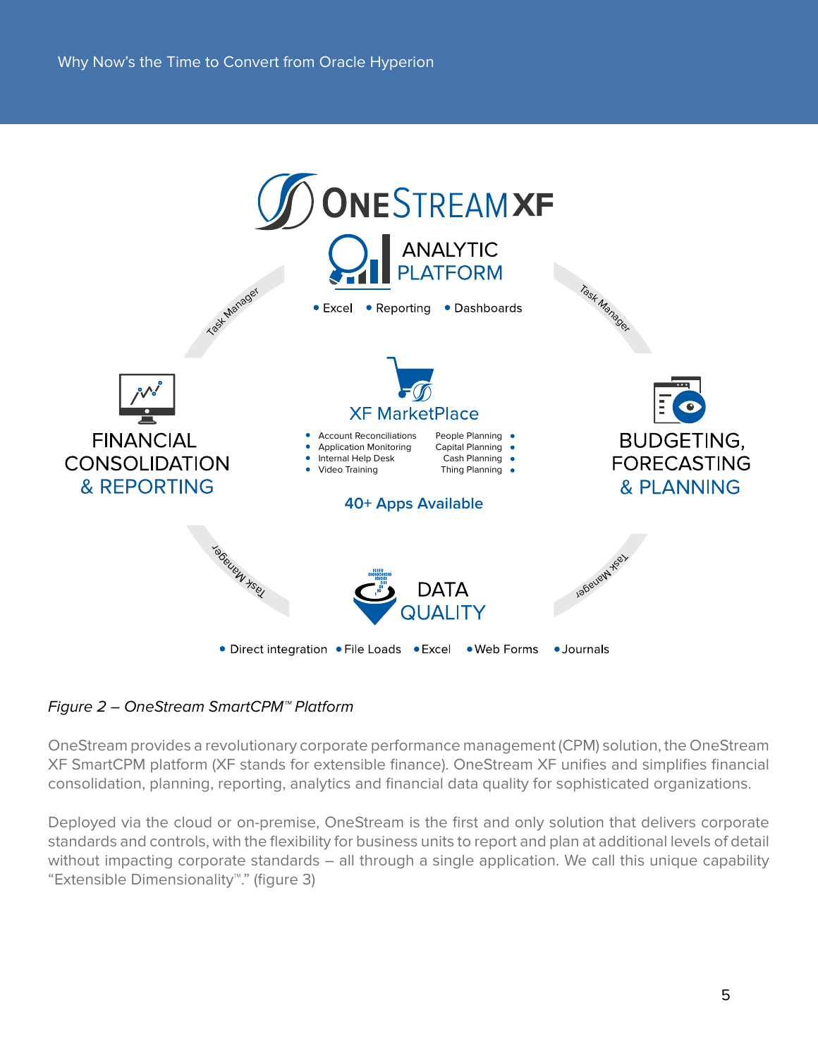ONESTREAM XF

ANALYTIC PLATFORM

- Excel
- Reporting
- Dashboards

Task Manager

FINANCIAL CONSOLIDATION & REPORTING

XF MarketPlace

- Account Reconciliations
- Application Monitoring
- Internal Help Desk
- Video Training
- People Planning
- Capital Planning
- Cash Planning
- Thing Planning

40+ Apps Available

BUDGETING, FORECASTING & PLANNING

DATA QUALITY

- Direct integration
- File Loads
- Excel
- Web Forms
- Journals

*Figure 2 – OneStream SmartCPM™ Platform*

OneStream provides a revolutionary corporate performance management (CPM) solution, the OneStream XF SmartCPM platform (XF stands for extensible finance). OneStream XF unifies and simplifies financial consolidation, planning, reporting, analytics and financial data quality for sophisticated organizations.

Deployed via the cloud or on-premise, OneStream is the first and only solution that delivers corporate standards and controls, with the flexibility for business units to report and plan at additional levels of detail without impacting corporate standards – all through a single application. We call this unique capability "Extensible Dimensionality™." (figure 3)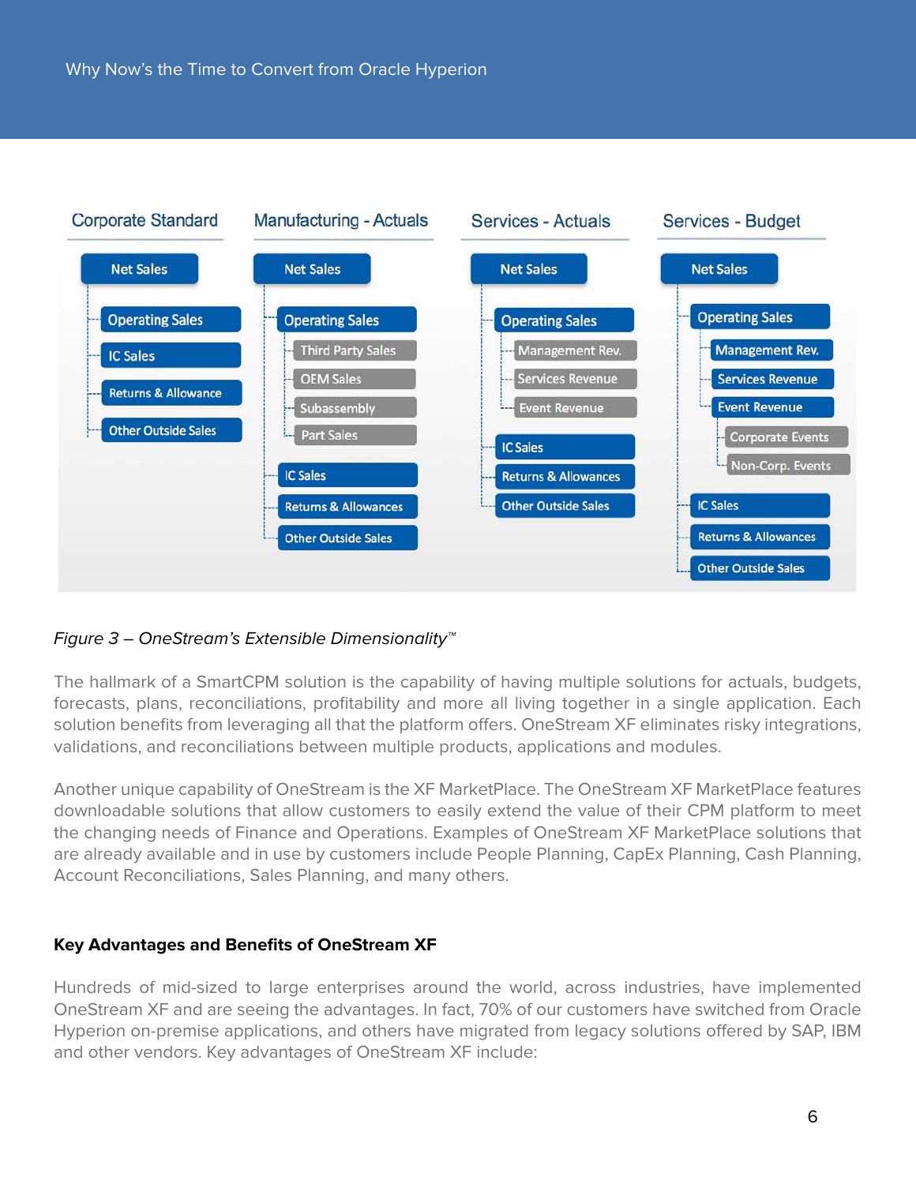**Corporate Standard**

- Net Sales
  - Operating Sales
  - IC Sales
  - Returns & Allowance
  - Other Outside Sales

**Manufacturing - Actuals**

- Net Sales
  - Operating Sales
    - Third Party Sales
    - OEM Sales
    - Subassembly
    - Part Sales
  - IC Sales
  - Returns & Allowances
  - Other Outside Sales

**Services - Actuals**

- Net Sales
  - Operating Sales
    - Management Rev.
    - Services Revenue
    - Event Revenue
  - IC Sales
  - Returns & Allowances
  - Other Outside Sales

**Services - Budget**

- Net Sales
  - Operating Sales
    - Management Rev.
    - Services Revenue
    - Event Revenue
      - Corporate Events
      - Non-Corp. Events
  - IC Sales
  - Returns & Allowances
  - Other Outside Sales

*Figure 3 – OneStream's Extensible Dimensionality™*

The hallmark of a SmartCPM solution is the capability of having multiple solutions for actuals, budgets, forecasts, plans, reconciliations, profitability and more all living together in a single application. Each solution benefits from leveraging all that the platform offers. OneStream XF eliminates risky integrations, validations, and reconciliations between multiple products, applications and modules.

Another unique capability of OneStream is the XF MarketPlace. The OneStream XF MarketPlace features downloadable solutions that allow customers to easily extend the value of their CPM platform to meet the changing needs of Finance and Operations. Examples of OneStream XF MarketPlace solutions that are already available and in use by customers include People Planning, CapEx Planning, Cash Planning, Account Reconciliations, Sales Planning, and many others.

### Key Advantages and Benefits of OneStream XF

Hundreds of mid-sized to large enterprises around the world, across industries, have implemented OneStream XF and are seeing the advantages. In fact, 70% of our customers have switched from Oracle Hyperion on-premise applications, and others have migrated from legacy solutions offered by SAP, IBM and other vendors. Key advantages of OneStream XF include: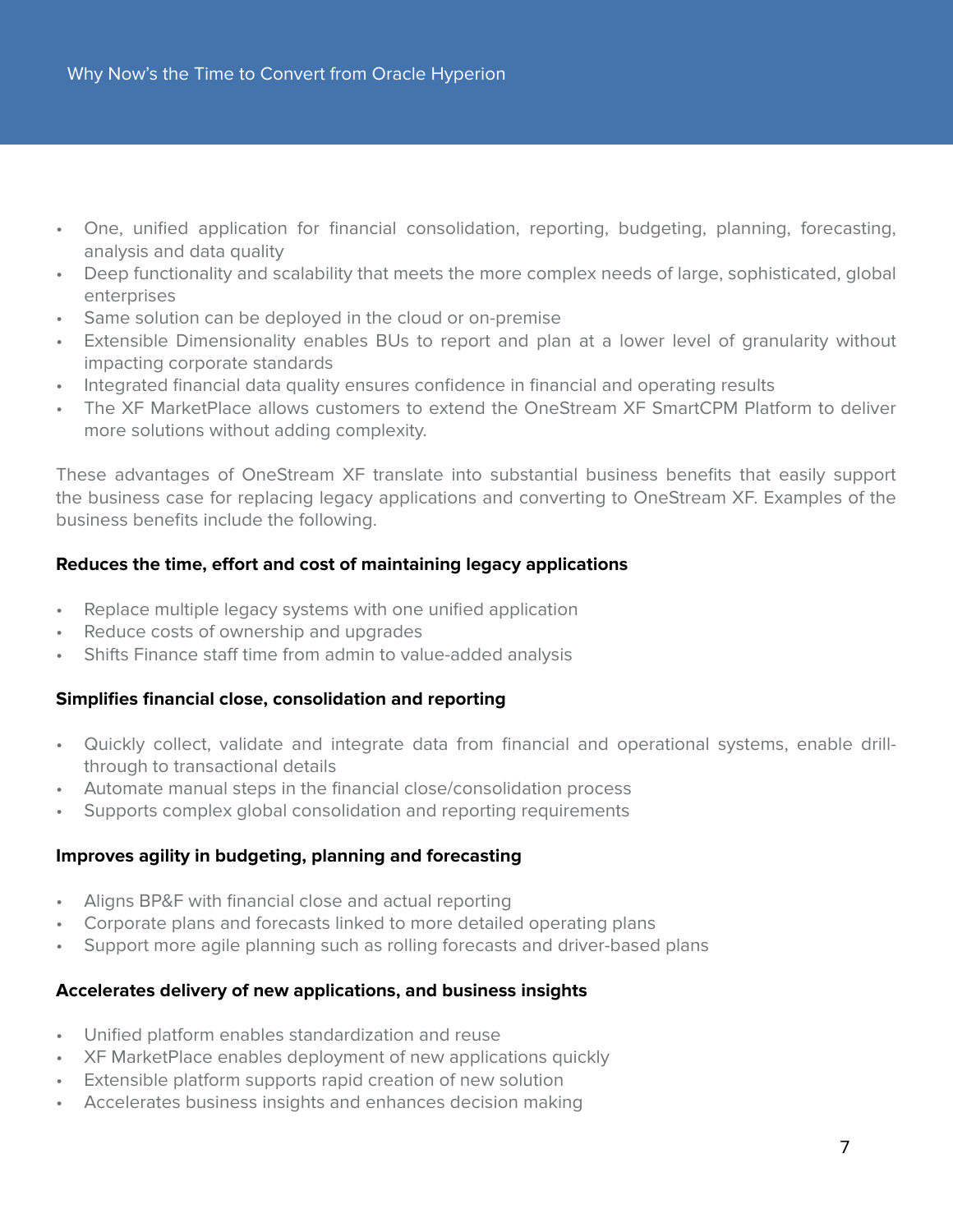- One, unified application for financial consolidation, reporting, budgeting, planning, forecasting, analysis and data quality
- Deep functionality and scalability that meets the more complex needs of large, sophisticated, global enterprises
- Same solution can be deployed in the cloud or on-premise
- Extensible Dimensionality enables BUs to report and plan at a lower level of granularity without impacting corporate standards
- Integrated financial data quality ensures confidence in financial and operating results
- The XF MarketPlace allows customers to extend the OneStream XF SmartCPM Platform to deliver more solutions without adding complexity.

These advantages of OneStream XF translate into substantial business benefits that easily support the business case for replacing legacy applications and converting to OneStream XF. Examples of the business benefits include the following.

**Reduces the time, effort and cost of maintaining legacy applications**

- Replace multiple legacy systems with one unified application
- Reduce costs of ownership and upgrades
- Shifts Finance staff time from admin to value-added analysis

**Simplifies financial close, consolidation and reporting**

- Quickly collect, validate and integrate data from financial and operational systems, enable drill-through to transactional details
- Automate manual steps in the financial close/consolidation process
- Supports complex global consolidation and reporting requirements

**Improves agility in budgeting, planning and forecasting**

- Aligns BP&F with financial close and actual reporting
- Corporate plans and forecasts linked to more detailed operating plans
- Support more agile planning such as rolling forecasts and driver-based plans

**Accelerates delivery of new applications, and business insights**

- Unified platform enables standardization and reuse
- XF MarketPlace enables deployment of new applications quickly
- Extensible platform supports rapid creation of new solution
- Accelerates business insights and enhances decision making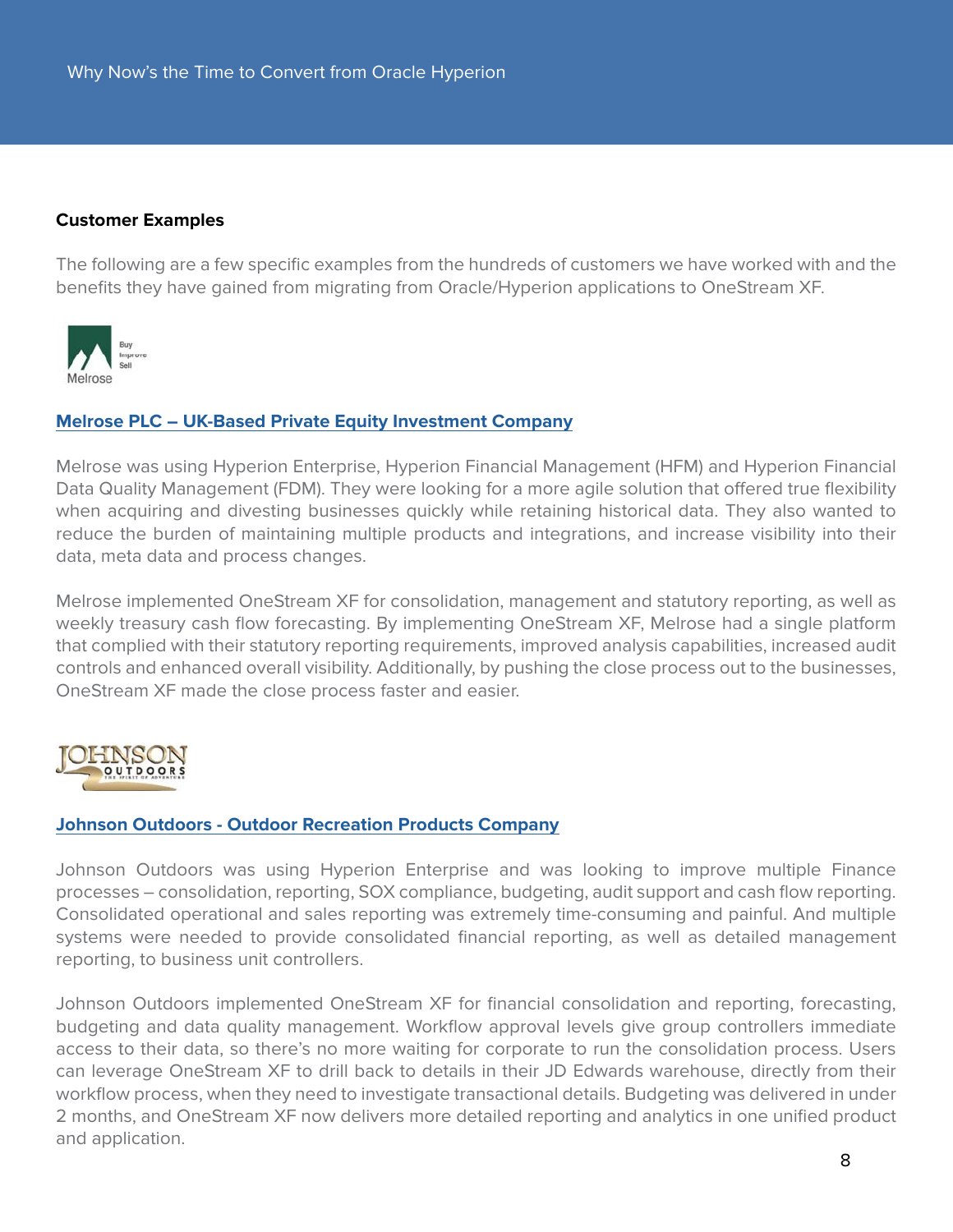## Customer Examples

The following are a few specific examples from the hundreds of customers we have worked with and the benefits they have gained from migrating from Oracle/Hyperion applications to OneStream XF.

### Melrose PLC – UK-Based Private Equity Investment Company

Melrose was using Hyperion Enterprise, Hyperion Financial Management (HFM) and Hyperion Financial Data Quality Management (FDM). They were looking for a more agile solution that offered true flexibility when acquiring and divesting businesses quickly while retaining historical data. They also wanted to reduce the burden of maintaining multiple products and integrations, and increase visibility into their data, meta data and process changes.

Melrose implemented OneStream XF for consolidation, management and statutory reporting, as well as weekly treasury cash flow forecasting. By implementing OneStream XF, Melrose had a single platform that complied with their statutory reporting requirements, improved analysis capabilities, increased audit controls and enhanced overall visibility. Additionally, by pushing the close process out to the businesses, OneStream XF made the close process faster and easier.

### Johnson Outdoors - Outdoor Recreation Products Company

Johnson Outdoors was using Hyperion Enterprise and was looking to improve multiple Finance processes – consolidation, reporting, SOX compliance, budgeting, audit support and cash flow reporting. Consolidated operational and sales reporting was extremely time-consuming and painful. And multiple systems were needed to provide consolidated financial reporting, as well as detailed management reporting, to business unit controllers.

Johnson Outdoors implemented OneStream XF for financial consolidation and reporting, forecasting, budgeting and data quality management. Workflow approval levels give group controllers immediate access to their data, so there's no more waiting for corporate to run the consolidation process. Users can leverage OneStream XF to drill back to details in their JD Edwards warehouse, directly from their workflow process, when they need to investigate transactional details. Budgeting was delivered in under 2 months, and OneStream XF now delivers more detailed reporting and analytics in one unified product and application.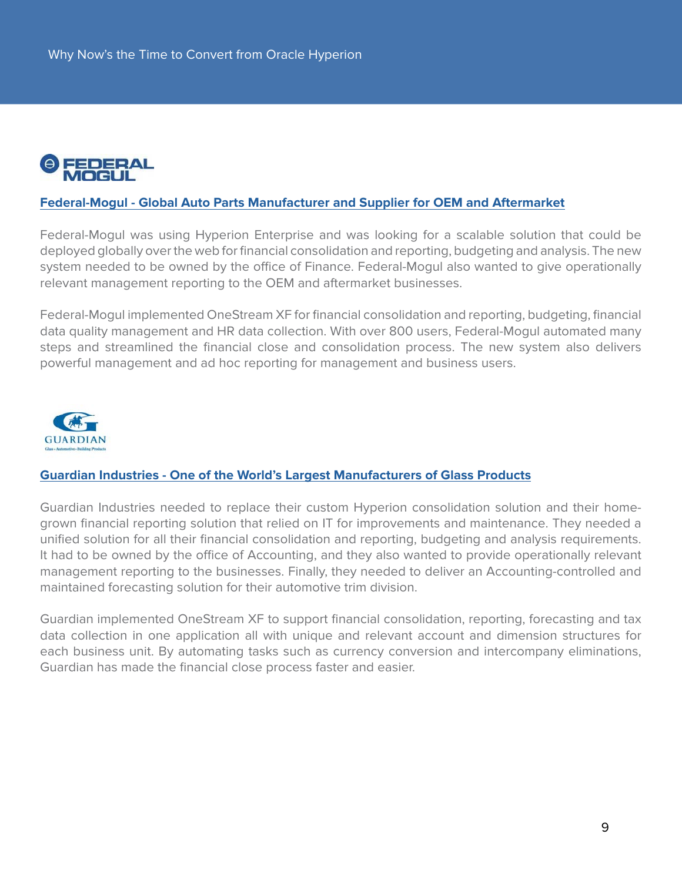## Federal-Mogul - Global Auto Parts Manufacturer and Supplier for OEM and Aftermarket

Federal-Mogul was using Hyperion Enterprise and was looking for a scalable solution that could be deployed globally over the web for financial consolidation and reporting, budgeting and analysis. The new system needed to be owned by the office of Finance. Federal-Mogul also wanted to give operationally relevant management reporting to the OEM and aftermarket businesses.

Federal-Mogul implemented OneStream XF for financial consolidation and reporting, budgeting, financial data quality management and HR data collection. With over 800 users, Federal-Mogul automated many steps and streamlined the financial close and consolidation process. The new system also delivers powerful management and ad hoc reporting for management and business users.

## Guardian Industries - One of the World's Largest Manufacturers of Glass Products

Guardian Industries needed to replace their custom Hyperion consolidation solution and their home-grown financial reporting solution that relied on IT for improvements and maintenance. They needed a unified solution for all their financial consolidation and reporting, budgeting and analysis requirements. It had to be owned by the office of Accounting, and they also wanted to provide operationally relevant management reporting to the businesses. Finally, they needed to deliver an Accounting-controlled and maintained forecasting solution for their automotive trim division.

Guardian implemented OneStream XF to support financial consolidation, reporting, forecasting and tax data collection in one application all with unique and relevant account and dimension structures for each business unit. By automating tasks such as currency conversion and intercompany eliminations, Guardian has made the financial close process faster and easier.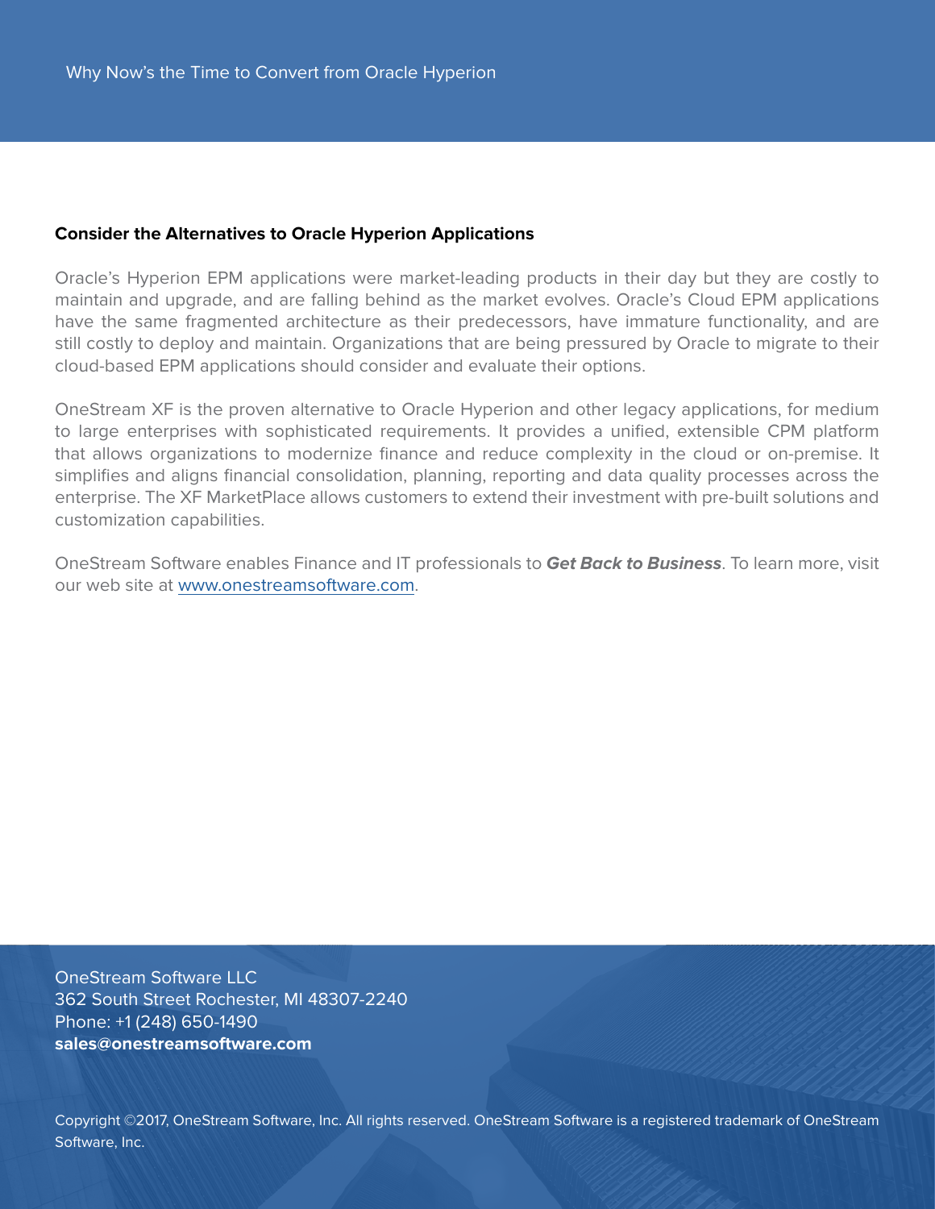### Consider the Alternatives to Oracle Hyperion Applications

Oracle's Hyperion EPM applications were market-leading products in their day but they are costly to maintain and upgrade, and are falling behind as the market evolves. Oracle's Cloud EPM applications have the same fragmented architecture as their predecessors, have immature functionality, and are still costly to deploy and maintain. Organizations that are being pressured by Oracle to migrate to their cloud-based EPM applications should consider and evaluate their options.

OneStream XF is the proven alternative to Oracle Hyperion and other legacy applications, for medium to large enterprises with sophisticated requirements. It provides a unified, extensible CPM platform that allows organizations to modernize finance and reduce complexity in the cloud or on-premise. It simplifies and aligns financial consolidation, planning, reporting and data quality processes across the enterprise. The XF MarketPlace allows customers to extend their investment with pre-built solutions and customization capabilities.

OneStream Software enables Finance and IT professionals to ***Get Back to Business***. To learn more, visit our web site at [www.onestreamsoftware.com](http://www.onestreamsoftware.com).

OneStream Software LLC
362 South Street Rochester, MI 48307-2240
Phone: +1 (248) 650-1490
**sales@onestreamsoftware.com**

Copyright ©2017, OneStream Software, Inc. All rights reserved. OneStream Software is a registered trademark of OneStream Software, Inc.